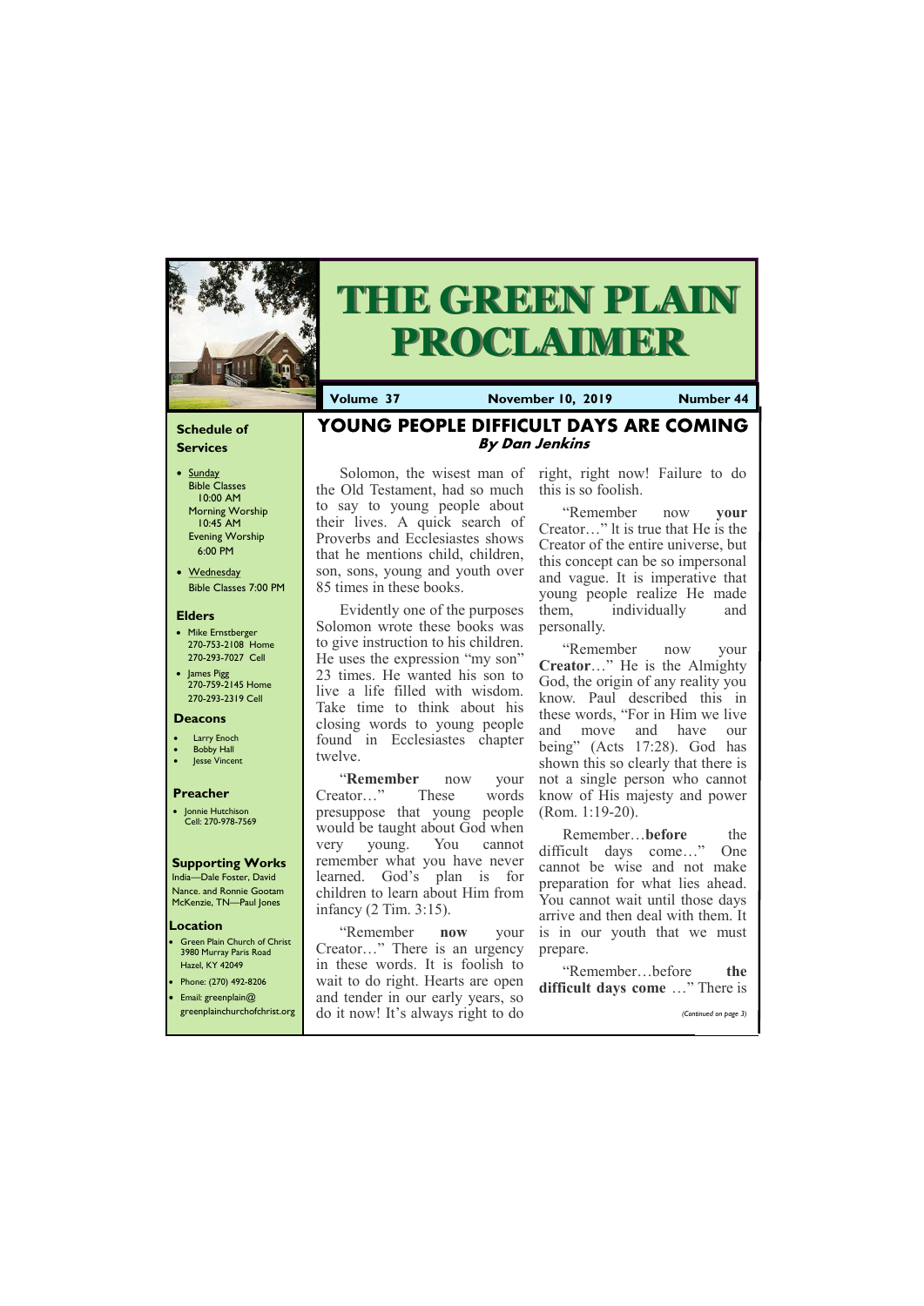# THE GREEN PLAIN PROCLAIMER

**Volume 37** | **November 10, 2019** | **Number 44**

### Schedule of Services

- Sunday
  Bible Classes 10:00 AM
  Morning Worship 10:45 AM
  Evening Worship 6:00 PM
- Wednesday
  Bible Classes 7:00 PM

### Elders

- Mike Ernstberger
  270-753-2108 Home
  270-293-7027 Cell
- James Pigg
  270-759-2145 Home
  270-293-2319 Cell

### Deacons

- Larry Enoch
- Bobby Hall
- Jesse Vincent

### Preacher

- Jonnie Hutchison
  Cell: 270-978-7569

### Supporting Works

India—Dale Foster, David Nance. and Ronnie Gootam
McKenzie, TN—Paul Jones

### Location

- Green Plain Church of Christ
  3980 Murray Paris Road
  Hazel, KY 42049
- Phone: (270) 492-8206
- Email: greenplain@greenplainchurchofchrist.org

## YOUNG PEOPLE DIFFICULT DAYS ARE COMING

***By Dan Jenkins***

Solomon, the wisest man of the Old Testament, had so much to say to young people about their lives. A quick search of Proverbs and Ecclesiastes shows that he mentions child, children, son, sons, young and youth over 85 times in these books.

Evidently one of the purposes Solomon wrote these books was to give instruction to his children. He uses the expression "my son" 23 times. He wanted his son to live a life filled with wisdom. Take time to think about his closing words to young people found in Ecclesiastes chapter twelve.

"**Remember** now your Creator…" These words presuppose that young people would be taught about God when very young. You cannot remember what you have never learned. God's plan is for children to learn about Him from infancy (2 Tim. 3:15).

"Remember **now** your Creator…" There is an urgency in these words. It is foolish to wait to do right. Hearts are open and tender in our early years, so do it now! It's always right to do right, right now! Failure to do this is so foolish.

"Remember now **your** Creator…" It is true that He is the Creator of the entire universe, but this concept can be so impersonal and vague. It is imperative that young people realize He made them, individually and personally.

"Remember now your **Creator**…" He is the Almighty God, the origin of any reality you know. Paul described this in these words, "For in Him we live and move and have our being" (Acts 17:28). God has shown this so clearly that there is not a single person who cannot know of His majesty and power (Rom. 1:19-20).

Remember…**before** the difficult days come…" One cannot be wise and not make preparation for what lies ahead. You cannot wait until those days arrive and then deal with them. It is in our youth that we must prepare.

"Remember…before **the difficult days come** …" There is

*(Continued on page 3)*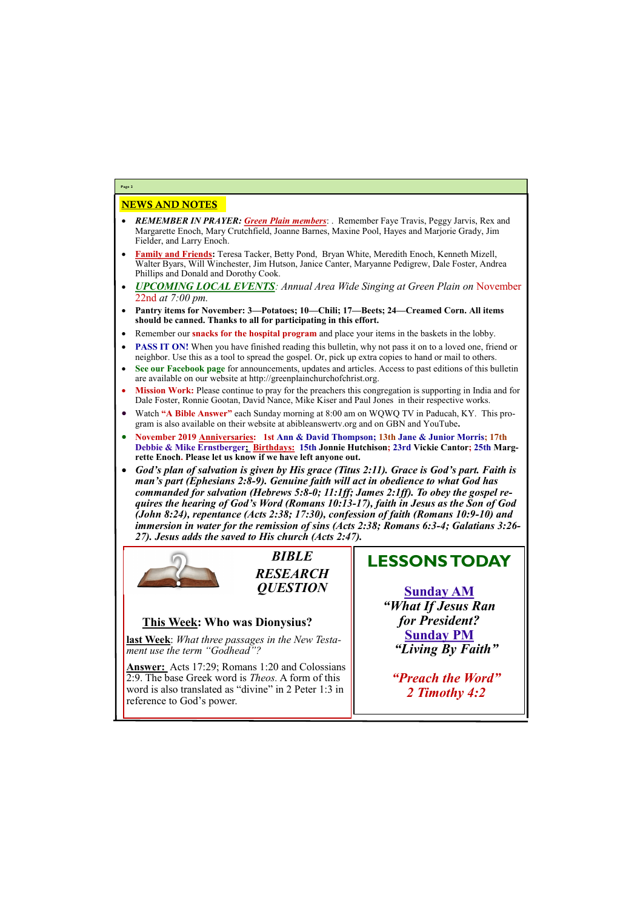## NEWS AND NOTES

- ***REMEMBER IN PRAYER:*** ***Green Plain members***: . Remember Faye Travis, Peggy Jarvis, Rex and Margarette Enoch, Mary Crutchfield, Joanne Barnes, Maxine Pool, Hayes and Marjorie Grady, Jim Fielder, and Larry Enoch.
- **Family and Friends:** Teresa Tacker, Betty Pond, Bryan White, Meredith Enoch, Kenneth Mizell, Walter Byars, Will Winchester, Jim Hutson, Janice Canter, Maryanne Pedigrew, Dale Foster, Andrea Phillips and Donald and Dorothy Cook.
- ***UPCOMING LOCAL EVENTS***: *Annual Area Wide Singing at Green Plain on* November 22nd *at 7:00 pm.*
- **Pantry items for November: 3—Potatoes; 10—Chili; 17—Beets; 24—Creamed Corn. All items should be canned. Thanks to all for participating in this effort.**
- Remember our **snacks for the hospital program** and place your items in the baskets in the lobby.
- **PASS IT ON!** When you have finished reading this bulletin, why not pass it on to a loved one, friend or neighbor. Use this as a tool to spread the gospel. Or, pick up extra copies to hand or mail to others.
- **See our Facebook page** for announcements, updates and articles. Access to past editions of this bulletin are available on our website at http://greenplainchurchofchrist.org.
- **Mission Work:** Please continue to pray for the preachers this congregation is supporting in India and for Dale Foster, Ronnie Gootan, David Nance, Mike Kiser and Paul Jones in their respective works.
- Watch **"A Bible Answer"** each Sunday morning at 8:00 am on WQWQ TV in Paducah, KY. This program is also available on their website at abibleanswertv.org and on GBN and YouTube**.**
- **November 2019 Anniversaries: 1st Ann & David Thompson; 13th Jane & Junior Morris; 17th Debbie & Mike Ernstberger; Birthdays: 15th Jonnie Hutchison; 23rd Vickie Cantor; 25th Margrette Enoch. Please let us know if we have left anyone out.**
- ***God's plan of salvation is given by His grace (Titus 2:11). Grace is God's part. Faith is man's part (Ephesians 2:8-9). Genuine faith will act in obedience to what God has commanded for salvation (Hebrews 5:8-0; 11:1ff; James 2:1ff). To obey the gospel requires the hearing of God's Word (Romans 10:13-17), faith in Jesus as the Son of God (John 8:24), repentance (Acts 2:38; 17:30), confession of faith (Romans 10:9-10) and immersion in water for the remission of sins (Acts 2:38; Romans 6:3-4; Galatians 3:26-27). Jesus adds the saved to His church (Acts 2:47).***

### *BIBLE RESEARCH QUESTION*

**This Week: Who was Dionysius?**

**last Week**: *What three passages in the New Testament use the term "Godhead"?*

**Answer:** Acts 17:29; Romans 1:20 and Colossians 2:9. The base Greek word is *Theos.* A form of this word is also translated as "divine" in 2 Peter 1:3 in reference to God's power.

### LESSONS TODAY

**Sunday AM**
***"What If Jesus Ran for President?***

**Sunday PM**
***"Living By Faith"***

***"Preach the Word"***
***2 Timothy 4:2***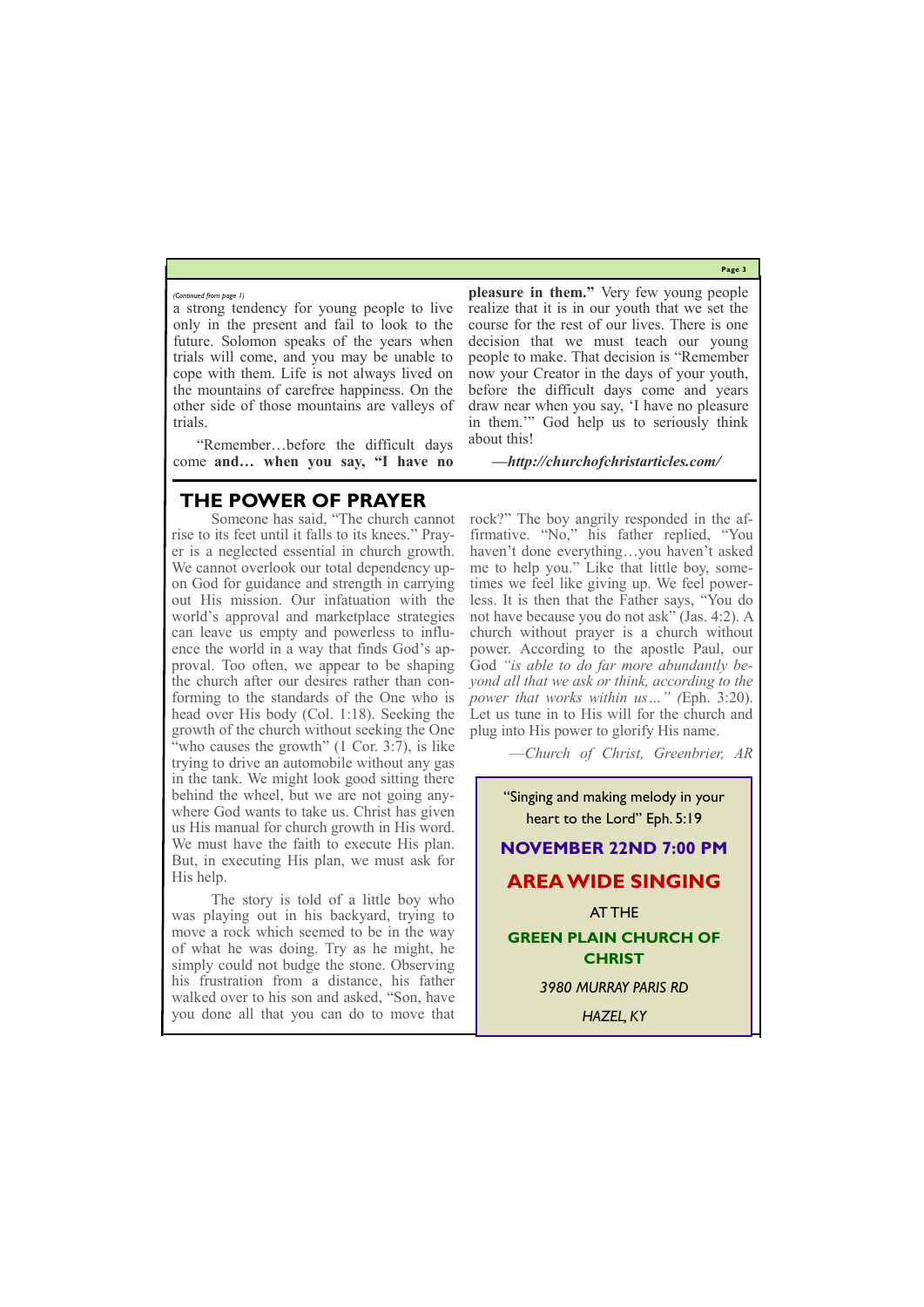*(Continued from page 1)*

a strong tendency for young people to live only in the present and fail to look to the future. Solomon speaks of the years when trials will come, and you may be unable to cope with them. Life is not always lived on the mountains of carefree happiness. On the other side of those mountains are valleys of trials.

"Remember…before the difficult days come **and… when you say, "I have no pleasure in them."** Very few young people realize that it is in our youth that we set the course for the rest of our lives. There is one decision that we must teach our young people to make. That decision is "Remember now your Creator in the days of your youth, before the difficult days come and years draw near when you say, 'I have no pleasure in them.'" God help us to seriously think about this!

***—http://churchofchristarticles.com/***

## THE POWER OF PRAYER

Someone has said, "The church cannot rise to its feet until it falls to its knees." Prayer is a neglected essential in church growth. We cannot overlook our total dependency upon God for guidance and strength in carrying out His mission. Our infatuation with the world's approval and marketplace strategies can leave us empty and powerless to influence the world in a way that finds God's approval. Too often, we appear to be shaping the church after our desires rather than conforming to the standards of the One who is head over His body (Col. 1:18). Seeking the growth of the church without seeking the One "who causes the growth" (1 Cor. 3:7), is like trying to drive an automobile without any gas in the tank. We might look good sitting there behind the wheel, but we are not going anywhere God wants to take us. Christ has given us His manual for church growth in His word. We must have the faith to execute His plan. But, in executing His plan, we must ask for His help.

The story is told of a little boy who was playing out in his backyard, trying to move a rock which seemed to be in the way of what he was doing. Try as he might, he simply could not budge the stone. Observing his frustration from a distance, his father walked over to his son and asked, "Son, have you done all that you can do to move that rock?" The boy angrily responded in the affirmative. "No," his father replied, "You haven't done everything…you haven't asked me to help you." Like that little boy, sometimes we feel like giving up. We feel powerless. It is then that the Father says, "You do not have because you do not ask" (Jas. 4:2). A church without prayer is a church without power. According to the apostle Paul, our God *"is able to do far more abundantly beyond all that we ask or think, according to the power that works within us…" (*Eph. 3:20). Let us tune in to His will for the church and plug into His power to glorify His name.

*—Church of Christ, Greenbrier, AR*

"Singing and making melody in your heart to the Lord" Eph. 5:19

**NOVEMBER 22ND 7:00 PM**

**AREA WIDE SINGING**

AT THE

**GREEN PLAIN CHURCH OF CHRIST**

*3980 MURRAY PARIS RD*

*HAZEL, KY*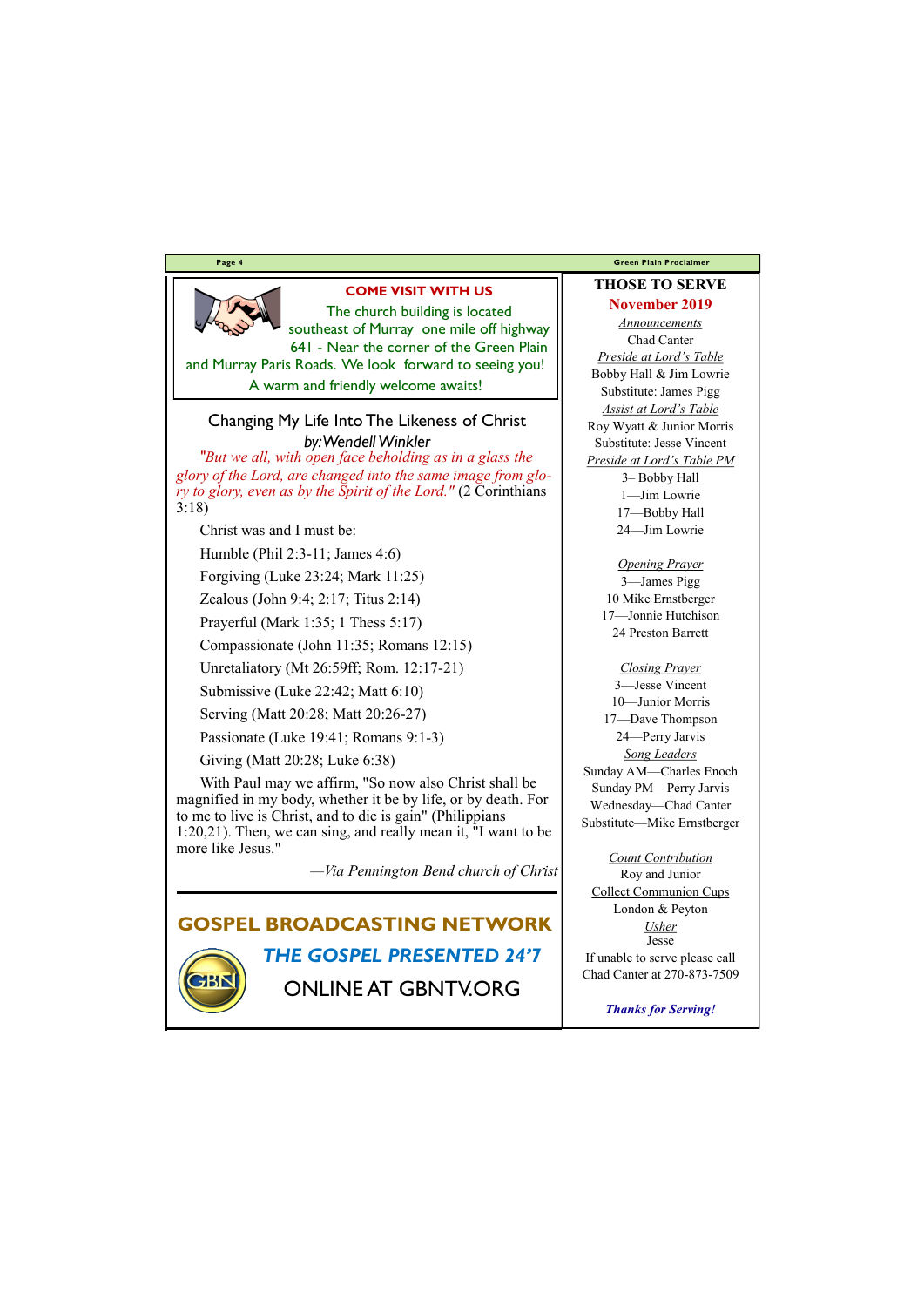## COME VISIT WITH US

The church building is located southeast of Murray one mile off highway 641 - Near the corner of the Green Plain and Murray Paris Roads. We look forward to seeing you! A warm and friendly welcome awaits!

## Changing My Life Into The Likeness of Christ

*by: Wendell Winkler*

*"But we all, with open face beholding as in a glass the glory of the Lord, are changed into the same image from glory to glory, even as by the Spirit of the Lord."* (2 Corinthians 3:18)

Christ was and I must be:

Humble (Phil 2:3-11; James 4:6)

Forgiving (Luke 23:24; Mark 11:25)

Zealous (John 9:4; 2:17; Titus 2:14)

Prayerful (Mark 1:35; 1 Thess 5:17)

Compassionate (John 11:35; Romans 12:15)

Unretaliatory (Mt 26:59ff; Rom. 12:17-21)

Submissive (Luke 22:42; Matt 6:10)

Serving (Matt 20:28; Matt 20:26-27)

Passionate (Luke 19:41; Romans 9:1-3)

Giving (Matt 20:28; Luke 6:38)

With Paul may we affirm, "So now also Christ shall be magnified in my body, whether it be by life, or by death. For to me to live is Christ, and to die is gain" (Philippians 1:20,21). Then, we can sing, and really mean it, "I want to be more like Jesus."

*—Via Pennington Bend church of Christ*

## GOSPEL BROADCASTING NETWORK

GBN

***THE GOSPEL PRESENTED 24'7***

ONLINE AT GBNTV.ORG

## THOSE TO SERVE

**November 2019**

*Announcements*
Chad Canter

*Preside at Lord's Table*
Bobby Hall & Jim Lowrie
Substitute: James Pigg

*Assist at Lord's Table*
Roy Wyatt & Junior Morris
Substitute: Jesse Vincent

*Preside at Lord's Table PM*
3– Bobby Hall
1—Jim Lowrie
17—Bobby Hall
24—Jim Lowrie

*Opening Prayer*
3—James Pigg
10 Mike Ernstberger
17—Jonnie Hutchison
24 Preston Barrett

*Closing Prayer*
3—Jesse Vincent
10—Junior Morris
17—Dave Thompson
24—Perry Jarvis

*Song Leaders*
Sunday AM—Charles Enoch
Sunday PM—Perry Jarvis
Wednesday—Chad Canter
Substitute—Mike Ernstberger

*Count Contribution*
Roy and Junior

Collect Communion Cups
London & Peyton

*Usher*
Jesse

If unable to serve please call Chad Canter at 270-873-7509

***Thanks for Serving!***